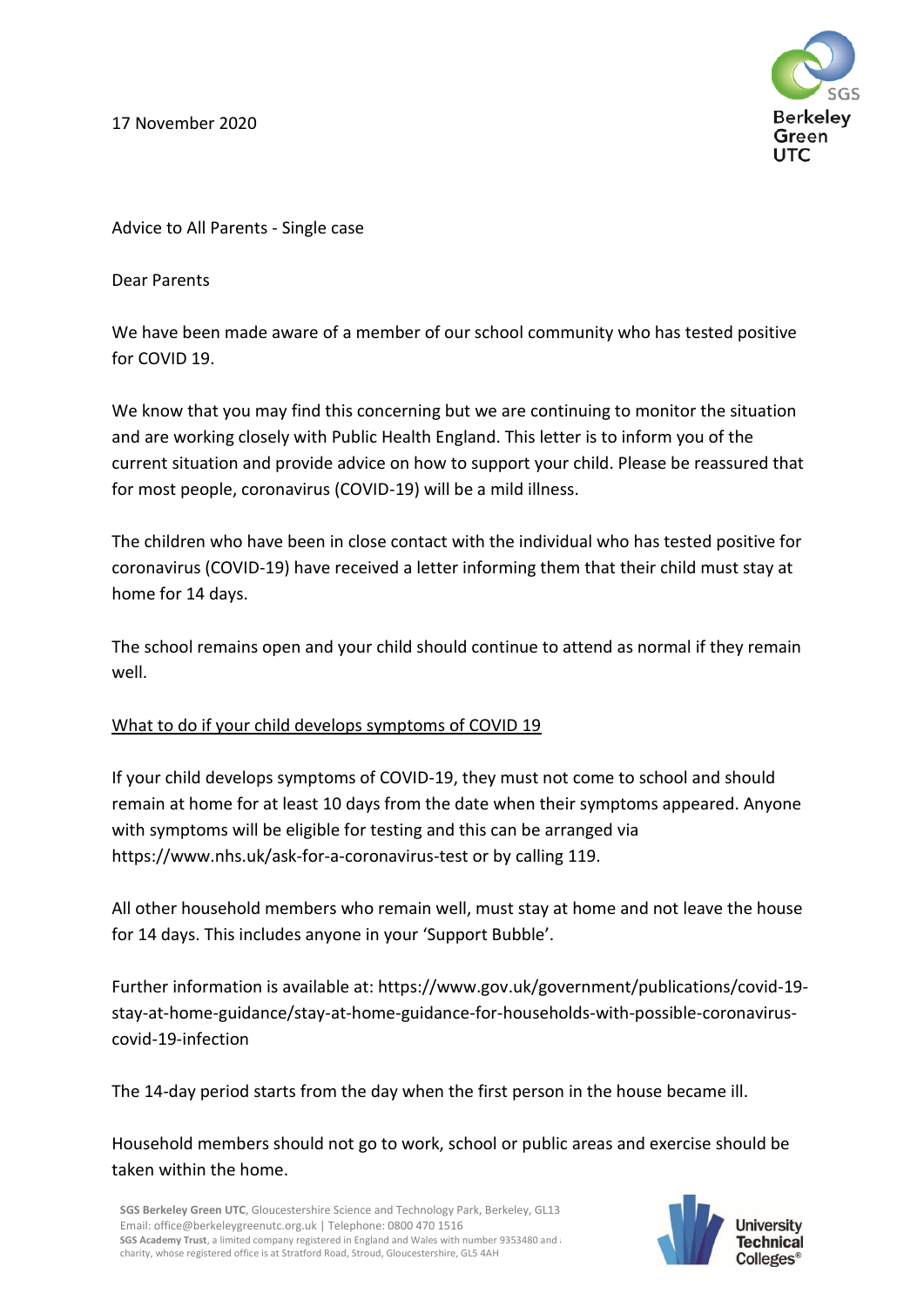17 November 2020

Advice to All Parents - Single case

Dear Parents

We have been made aware of a member of our school community who has tested positive for COVID 19.

We know that you may find this concerning but we are continuing to monitor the situation and are working closely with Public Health England. This letter is to inform you of the current situation and provide advice on how to support your child. Please be reassured that for most people, coronavirus (COVID-19) will be a mild illness.

The children who have been in close contact with the individual who has tested positive for coronavirus (COVID-19) have received a letter informing them that their child must stay at home for 14 days.

The school remains open and your child should continue to attend as normal if they remain well.

<u>What to do if your child develops symptoms of COVID 19</u>

If your child develops symptoms of COVID-19, they must not come to school and should remain at home for at least 10 days from the date when their symptoms appeared. Anyone with symptoms will be eligible for testing and this can be arranged via https://www.nhs.uk/ask-for-a-coronavirus-test or by calling 119.

All other household members who remain well, must stay at home and not leave the house for 14 days. This includes anyone in your 'Support Bubble'.

Further information is available at: https://www.gov.uk/government/publications/covid-19-stay-at-home-guidance/stay-at-home-guidance-for-households-with-possible-coronavirus-covid-19-infection

The 14-day period starts from the day when the first person in the house became ill.

Household members should not go to work, school or public areas and exercise should be taken within the home.

**SGS Berkeley Green UTC**, Gloucestershire Science and Technology Park, Berkeley, GL13
Email: office@berkeleygreenutc.org.uk | Telephone: 0800 470 1516
**SGS Academy Trust**, a limited company registered in England and Wales with number 9353480 and a charity, whose registered office is at Stratford Road, Stroud, Gloucestershire, GL5 4AH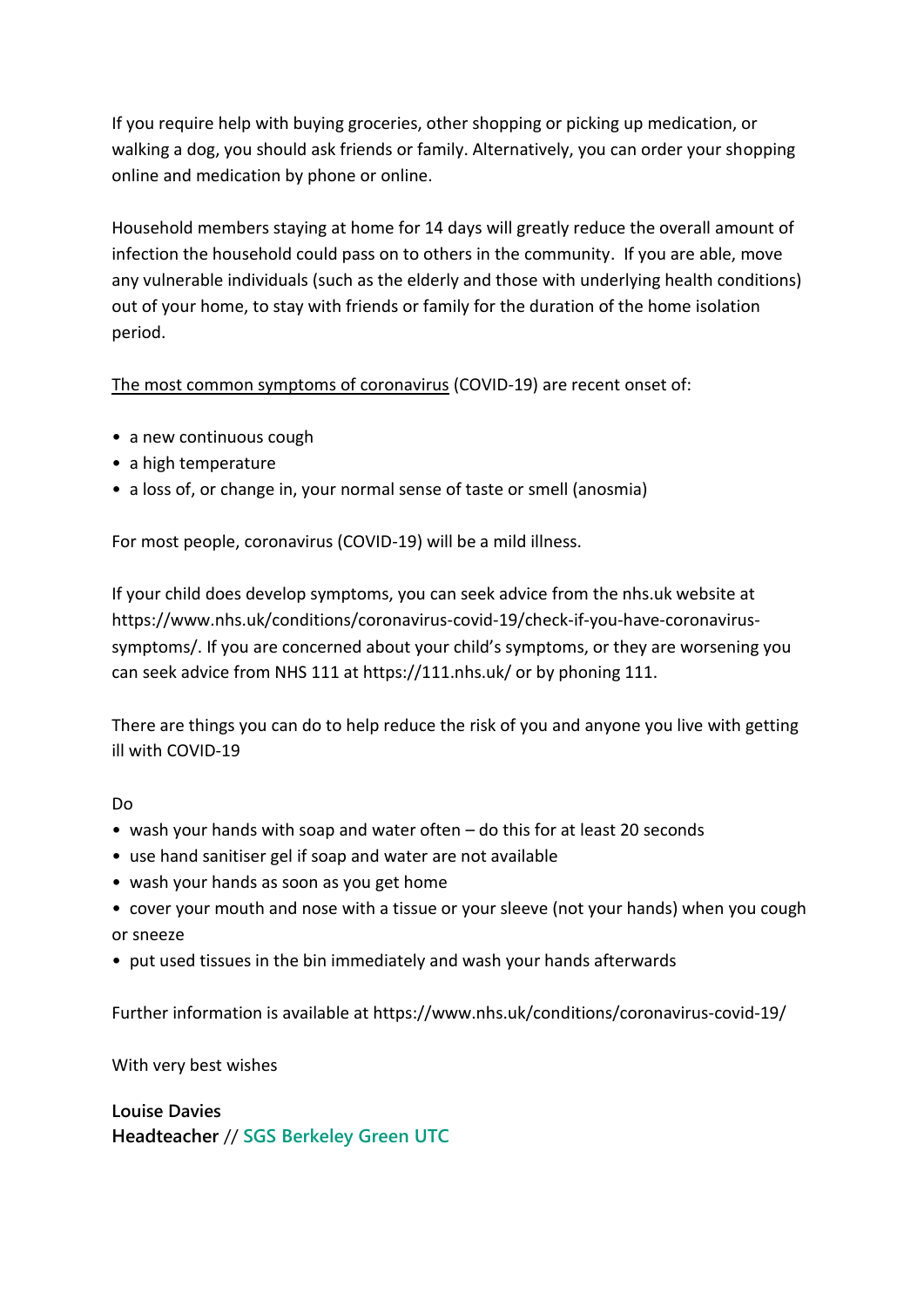If you require help with buying groceries, other shopping or picking up medication, or walking a dog, you should ask friends or family. Alternatively, you can order your shopping online and medication by phone or online.

Household members staying at home for 14 days will greatly reduce the overall amount of infection the household could pass on to others in the community. If you are able, move any vulnerable individuals (such as the elderly and those with underlying health conditions) out of your home, to stay with friends or family for the duration of the home isolation period.

The most common symptoms of coronavirus (COVID-19) are recent onset of:

- a new continuous cough
- a high temperature
- a loss of, or change in, your normal sense of taste or smell (anosmia)

For most people, coronavirus (COVID-19) will be a mild illness.

If your child does develop symptoms, you can seek advice from the nhs.uk website at https://www.nhs.uk/conditions/coronavirus-covid-19/check-if-you-have-coronavirus-symptoms/. If you are concerned about your child's symptoms, or they are worsening you can seek advice from NHS 111 at https://111.nhs.uk/ or by phoning 111.

There are things you can do to help reduce the risk of you and anyone you live with getting ill with COVID-19

Do

- wash your hands with soap and water often – do this for at least 20 seconds
- use hand sanitiser gel if soap and water are not available
- wash your hands as soon as you get home
- cover your mouth and nose with a tissue or your sleeve (not your hands) when you cough or sneeze
- put used tissues in the bin immediately and wash your hands afterwards

Further information is available at https://www.nhs.uk/conditions/coronavirus-covid-19/

With very best wishes

**Louise Davies**
**Headteacher** // **SGS Berkeley Green UTC**